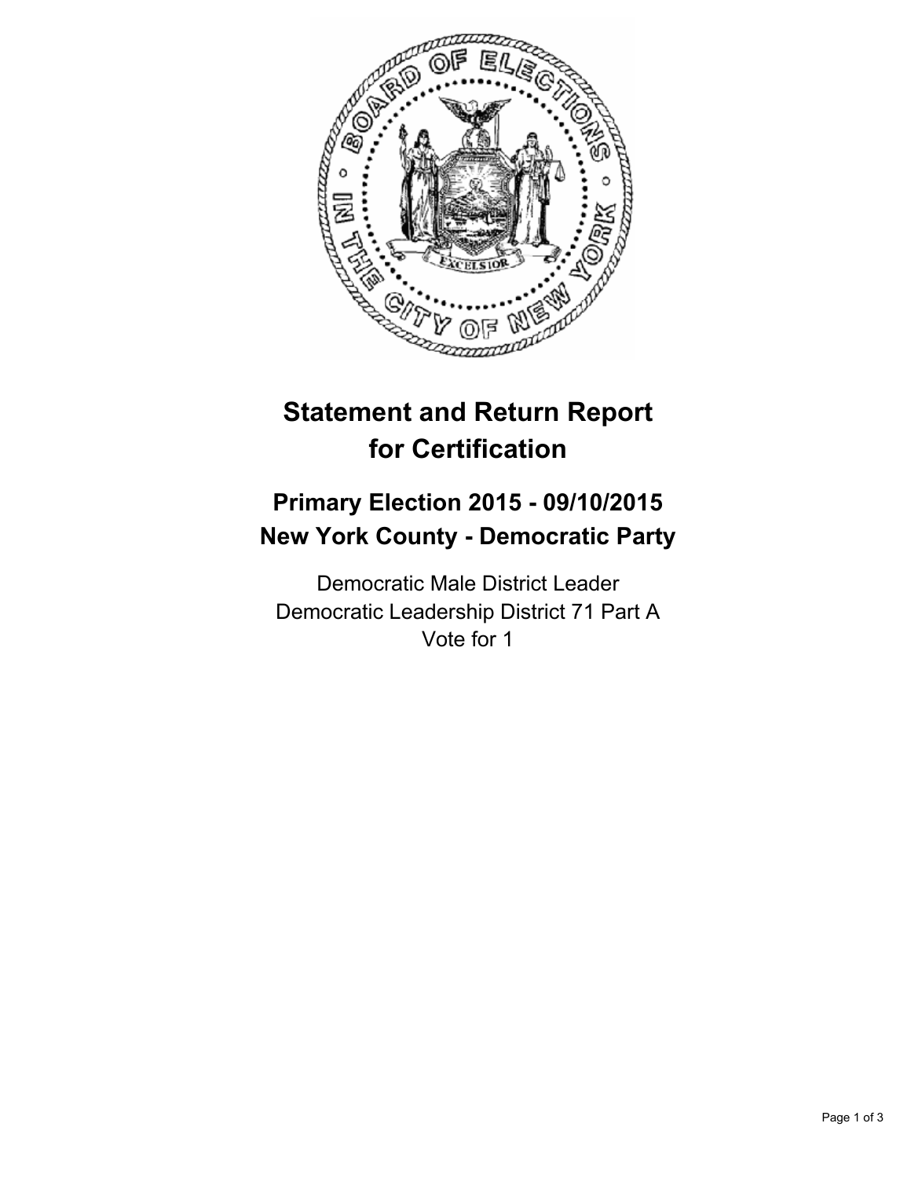# Statement and Return Report for Certification

## Primary Election 2015 - 09/10/2015
## New York County - Democratic Party

Democratic Male District Leader
Democratic Leadership District 71 Part A
Vote for 1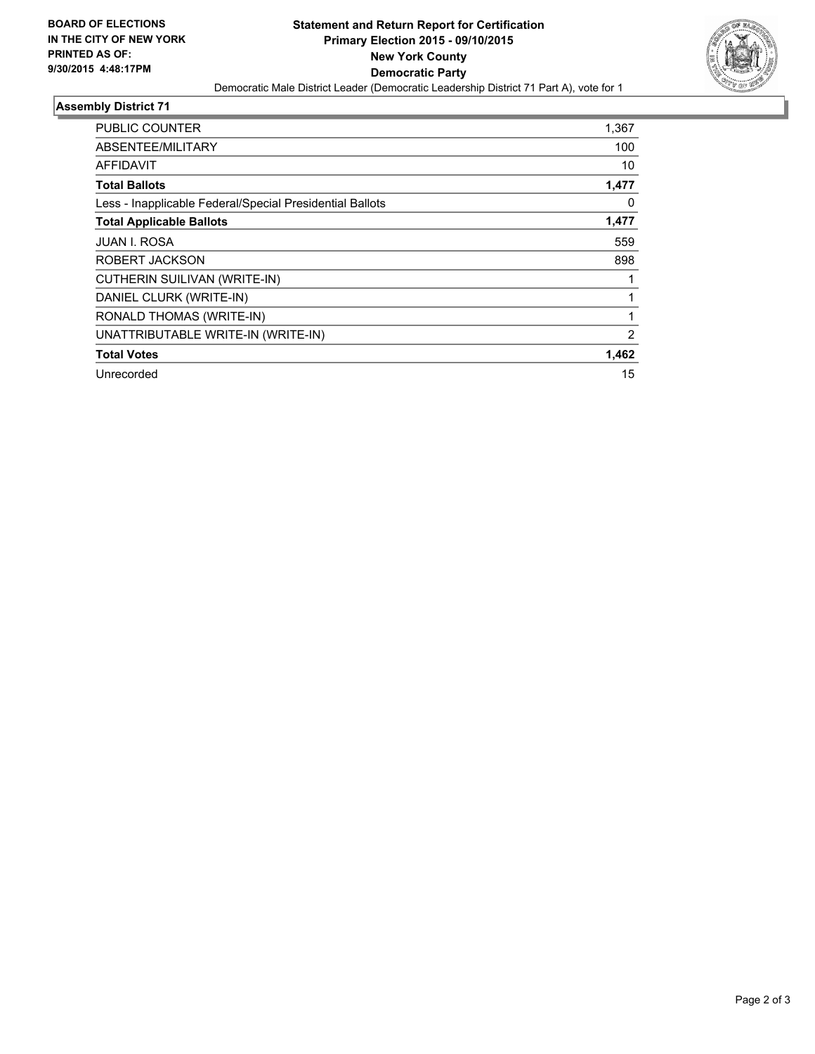**BOARD OF ELECTIONS IN THE CITY OF NEW YORK PRINTED AS OF: 9/30/2015 4:48:17PM**

# Statement and Return Report for Certification
## Primary Election 2015 - 09/10/2015
## New York County
## Democratic Party

Democratic Male District Leader (Democratic Leadership District 71 Part A), vote for 1

### Assembly District 71

| | |
|---|---|
| PUBLIC COUNTER | 1,367 |
| ABSENTEE/MILITARY | 100 |
| AFFIDAVIT | 10 |
| **Total Ballots** | **1,477** |
| Less - Inapplicable Federal/Special Presidential Ballots | 0 |
| **Total Applicable Ballots** | **1,477** |
| JUAN I. ROSA | 559 |
| ROBERT JACKSON | 898 |
| CUTHERIN SUILIVAN (WRITE-IN) | 1 |
| DANIEL CLURK (WRITE-IN) | 1 |
| RONALD THOMAS (WRITE-IN) | 1 |
| UNATTRIBUTABLE WRITE-IN (WRITE-IN) | 2 |
| **Total Votes** | **1,462** |
| Unrecorded | 15 |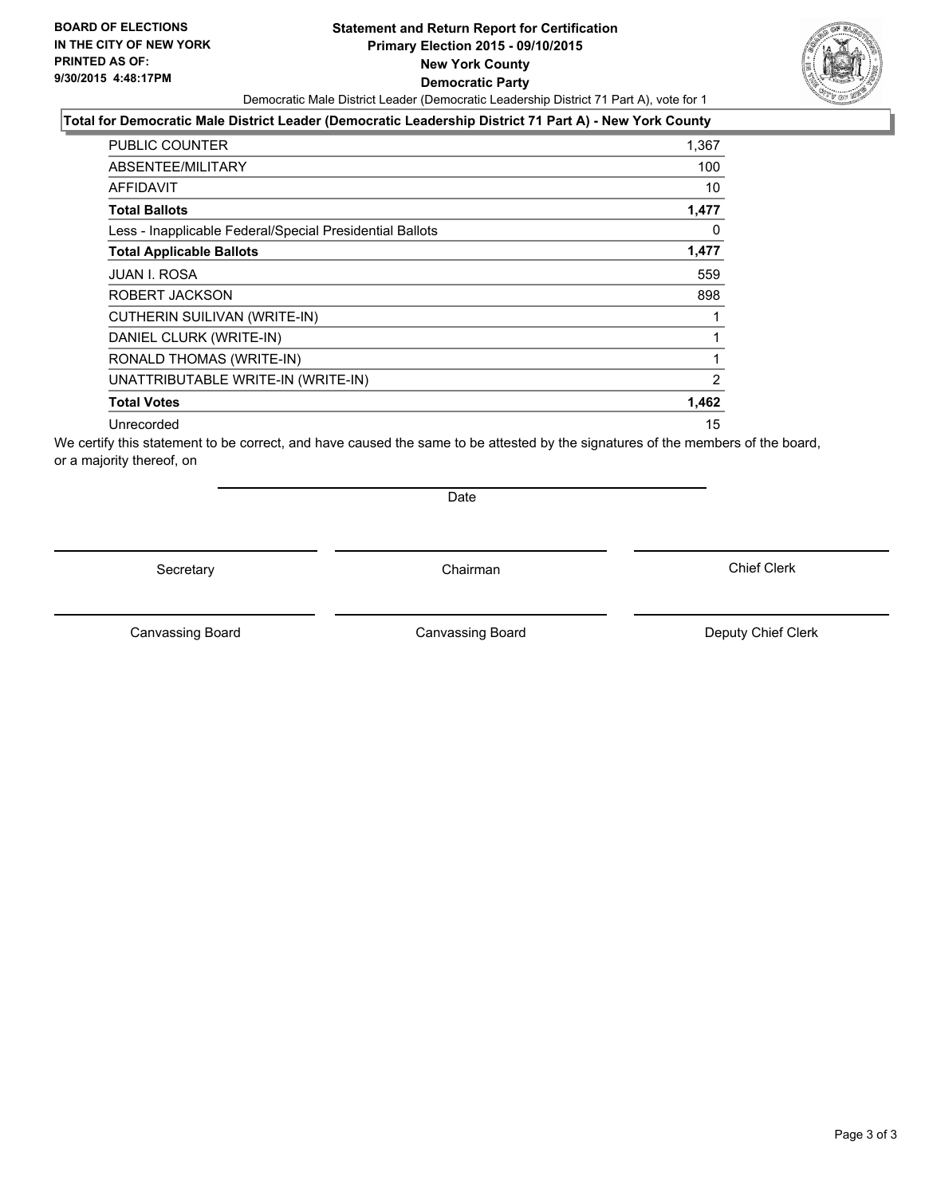**BOARD OF ELECTIONS IN THE CITY OF NEW YORK PRINTED AS OF: 9/30/2015 4:48:17PM**

**Statement and Return Report for Certification Primary Election 2015 - 09/10/2015 New York County Democratic Party**

Democratic Male District Leader (Democratic Leadership District 71 Part A), vote for 1

**Total for Democratic Male District Leader (Democratic Leadership District 71 Part A) - New York County**

| | |
|---|---|
| PUBLIC COUNTER | 1,367 |
| ABSENTEE/MILITARY | 100 |
| AFFIDAVIT | 10 |
| **Total Ballots** | **1,477** |
| Less - Inapplicable Federal/Special Presidential Ballots | 0 |
| **Total Applicable Ballots** | **1,477** |
| JUAN I. ROSA | 559 |
| ROBERT JACKSON | 898 |
| CUTHERIN SUILIVAN (WRITE-IN) | 1 |
| DANIEL CLURK (WRITE-IN) | 1 |
| RONALD THOMAS (WRITE-IN) | 1 |
| UNATTRIBUTABLE WRITE-IN (WRITE-IN) | 2 |
| **Total Votes** | **1,462** |
| Unrecorded | 15 |

We certify this statement to be correct, and have caused the same to be attested by the signatures of the members of the board, or a majority thereof, on

Date

Secretary

Chairman

Chief Clerk

Canvassing Board

Canvassing Board

Deputy Chief Clerk